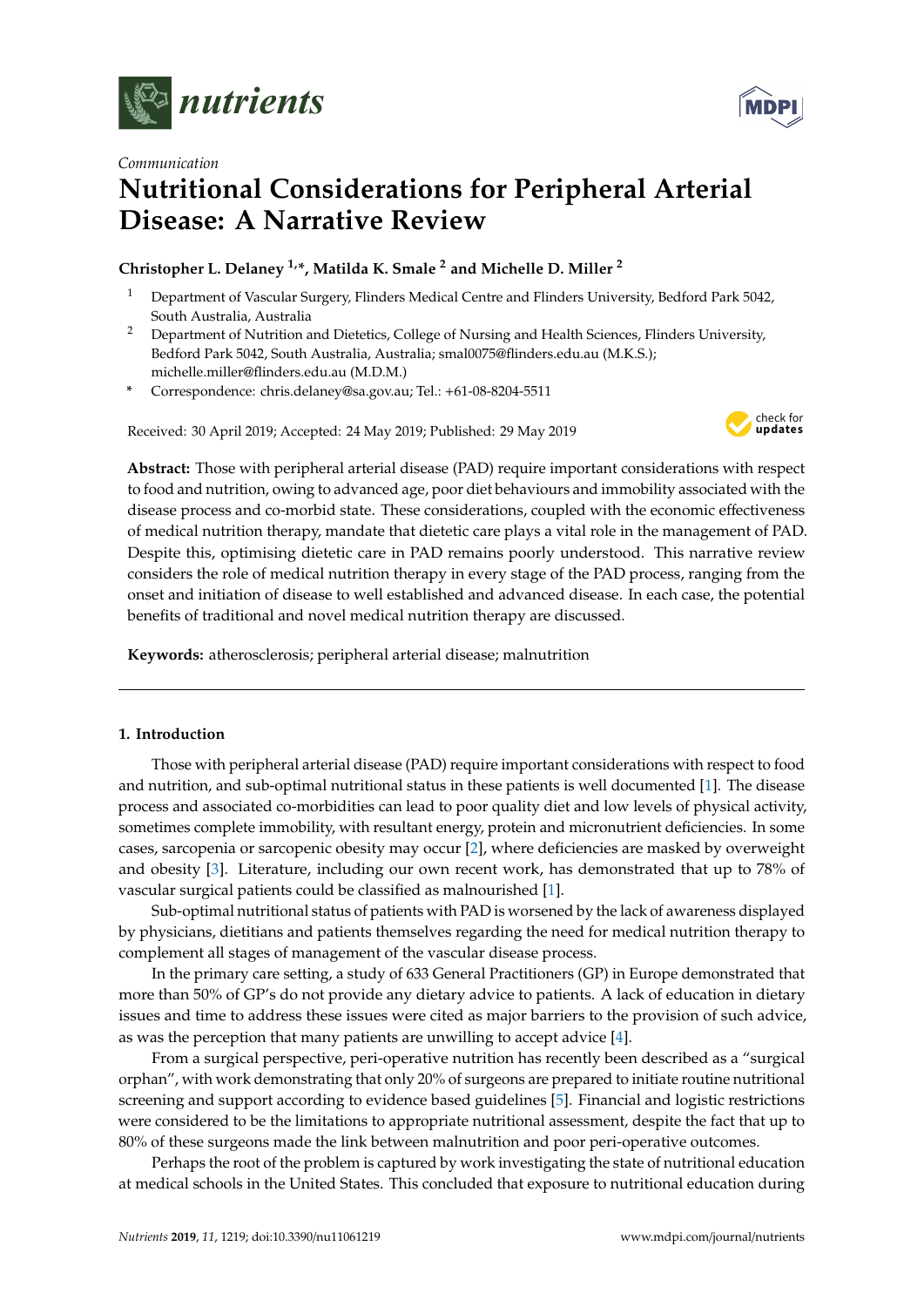*Communication*

# Nutritional Considerations for Peripheral Arterial Disease: A Narrative Review

**Christopher L. Delaney [1,*], Matilda K. Smale [2] and Michelle D. Miller [2]**

1. Department of Vascular Surgery, Flinders Medical Centre and Flinders University, Bedford Park 5042, South Australia, Australia
2. Department of Nutrition and Dietetics, College of Nursing and Health Sciences, Flinders University, Bedford Park 5042, South Australia, Australia; smal0075@flinders.edu.au (M.K.S.); michelle.miller@flinders.edu.au (M.D.M.)

\* Correspondence: chris.delaney@sa.gov.au; Tel.: +61-08-8204-5511

Received: 30 April 2019; Accepted: 24 May 2019; Published: 29 May 2019

**Abstract:** Those with peripheral arterial disease (PAD) require important considerations with respect to food and nutrition, owing to advanced age, poor diet behaviours and immobility associated with the disease process and co-morbid state. These considerations, coupled with the economic effectiveness of medical nutrition therapy, mandate that dietetic care plays a vital role in the management of PAD. Despite this, optimising dietetic care in PAD remains poorly understood. This narrative review considers the role of medical nutrition therapy in every stage of the PAD process, ranging from the onset and initiation of disease to well established and advanced disease. In each case, the potential benefits of traditional and novel medical nutrition therapy are discussed.

**Keywords:** atherosclerosis; peripheral arterial disease; malnutrition

## 1. Introduction

Those with peripheral arterial disease (PAD) require important considerations with respect to food and nutrition, and sub-optimal nutritional status in these patients is well documented [1]. The disease process and associated co-morbidities can lead to poor quality diet and low levels of physical activity, sometimes complete immobility, with resultant energy, protein and micronutrient deficiencies. In some cases, sarcopenia or sarcopenic obesity may occur [2], where deficiencies are masked by overweight and obesity [3]. Literature, including our own recent work, has demonstrated that up to 78% of vascular surgical patients could be classified as malnourished [1].

Sub-optimal nutritional status of patients with PAD is worsened by the lack of awareness displayed by physicians, dietitians and patients themselves regarding the need for medical nutrition therapy to complement all stages of management of the vascular disease process.

In the primary care setting, a study of 633 General Practitioners (GP) in Europe demonstrated that more than 50% of GP's do not provide any dietary advice to patients. A lack of education in dietary issues and time to address these issues were cited as major barriers to the provision of such advice, as was the perception that many patients are unwilling to accept advice [4].

From a surgical perspective, peri-operative nutrition has recently been described as a "surgical orphan", with work demonstrating that only 20% of surgeons are prepared to initiate routine nutritional screening and support according to evidence based guidelines [5]. Financial and logistic restrictions were considered to be the limitations to appropriate nutritional assessment, despite the fact that up to 80% of these surgeons made the link between malnutrition and poor peri-operative outcomes.

Perhaps the root of the problem is captured by work investigating the state of nutritional education at medical schools in the United States. This concluded that exposure to nutritional education during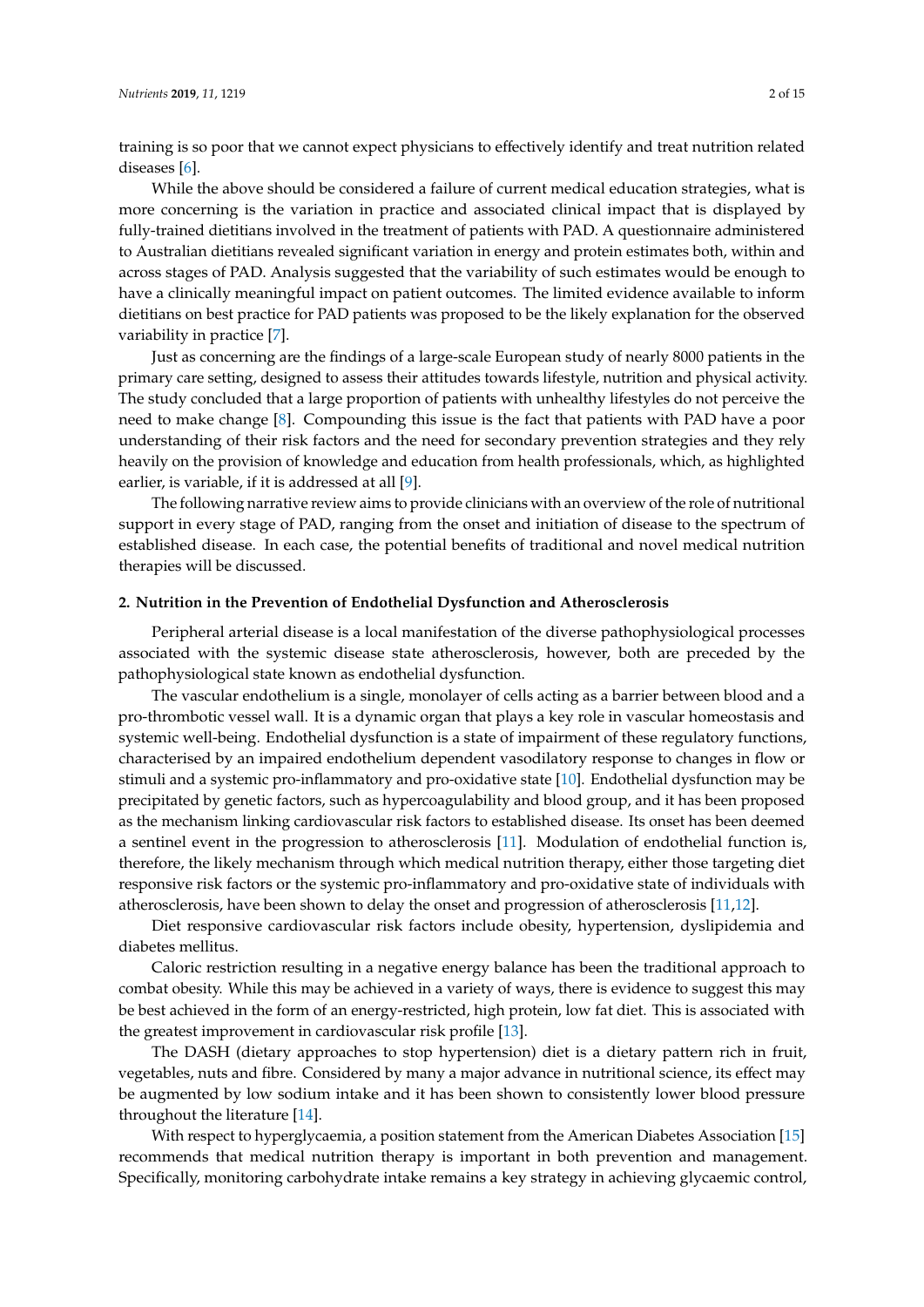training is so poor that we cannot expect physicians to effectively identify and treat nutrition related diseases [6].

While the above should be considered a failure of current medical education strategies, what is more concerning is the variation in practice and associated clinical impact that is displayed by fully-trained dietitians involved in the treatment of patients with PAD. A questionnaire administered to Australian dietitians revealed significant variation in energy and protein estimates both, within and across stages of PAD. Analysis suggested that the variability of such estimates would be enough to have a clinically meaningful impact on patient outcomes. The limited evidence available to inform dietitians on best practice for PAD patients was proposed to be the likely explanation for the observed variability in practice [7].

Just as concerning are the findings of a large-scale European study of nearly 8000 patients in the primary care setting, designed to assess their attitudes towards lifestyle, nutrition and physical activity. The study concluded that a large proportion of patients with unhealthy lifestyles do not perceive the need to make change [8]. Compounding this issue is the fact that patients with PAD have a poor understanding of their risk factors and the need for secondary prevention strategies and they rely heavily on the provision of knowledge and education from health professionals, which, as highlighted earlier, is variable, if it is addressed at all [9].

The following narrative review aims to provide clinicians with an overview of the role of nutritional support in every stage of PAD, ranging from the onset and initiation of disease to the spectrum of established disease. In each case, the potential benefits of traditional and novel medical nutrition therapies will be discussed.

## 2. Nutrition in the Prevention of Endothelial Dysfunction and Atherosclerosis

Peripheral arterial disease is a local manifestation of the diverse pathophysiological processes associated with the systemic disease state atherosclerosis, however, both are preceded by the pathophysiological state known as endothelial dysfunction.

The vascular endothelium is a single, monolayer of cells acting as a barrier between blood and a pro-thrombotic vessel wall. It is a dynamic organ that plays a key role in vascular homeostasis and systemic well-being. Endothelial dysfunction is a state of impairment of these regulatory functions, characterised by an impaired endothelium dependent vasodilatory response to changes in flow or stimuli and a systemic pro-inflammatory and pro-oxidative state [10]. Endothelial dysfunction may be precipitated by genetic factors, such as hypercoagulability and blood group, and it has been proposed as the mechanism linking cardiovascular risk factors to established disease. Its onset has been deemed a sentinel event in the progression to atherosclerosis [11]. Modulation of endothelial function is, therefore, the likely mechanism through which medical nutrition therapy, either those targeting diet responsive risk factors or the systemic pro-inflammatory and pro-oxidative state of individuals with atherosclerosis, have been shown to delay the onset and progression of atherosclerosis [11,12].

Diet responsive cardiovascular risk factors include obesity, hypertension, dyslipidemia and diabetes mellitus.

Caloric restriction resulting in a negative energy balance has been the traditional approach to combat obesity. While this may be achieved in a variety of ways, there is evidence to suggest this may be best achieved in the form of an energy-restricted, high protein, low fat diet. This is associated with the greatest improvement in cardiovascular risk profile [13].

The DASH (dietary approaches to stop hypertension) diet is a dietary pattern rich in fruit, vegetables, nuts and fibre. Considered by many a major advance in nutritional science, its effect may be augmented by low sodium intake and it has been shown to consistently lower blood pressure throughout the literature [14].

With respect to hyperglycaemia, a position statement from the American Diabetes Association [15] recommends that medical nutrition therapy is important in both prevention and management. Specifically, monitoring carbohydrate intake remains a key strategy in achieving glycaemic control,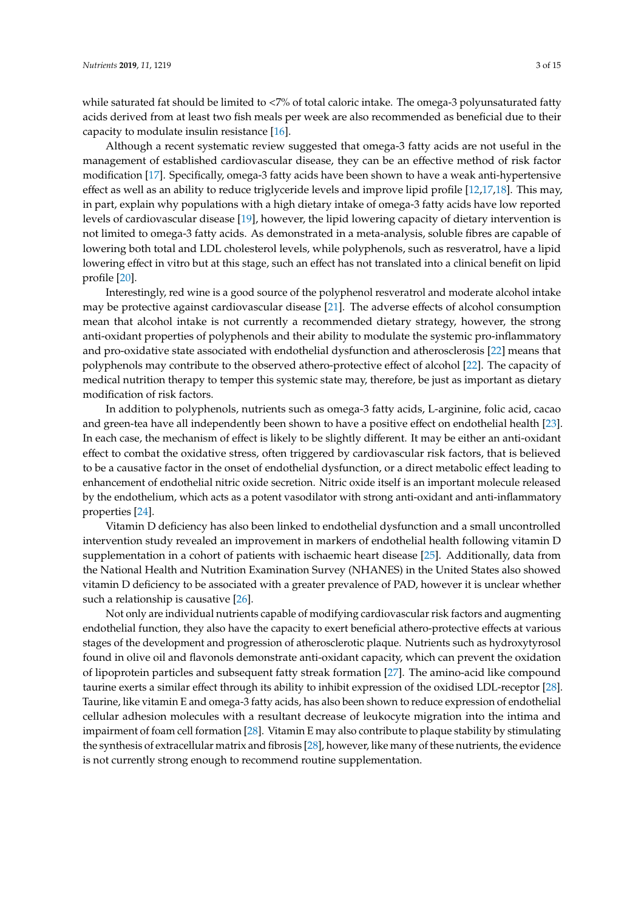while saturated fat should be limited to <7% of total caloric intake. The omega-3 polyunsaturated fatty acids derived from at least two fish meals per week are also recommended as beneficial due to their capacity to modulate insulin resistance [16].

Although a recent systematic review suggested that omega-3 fatty acids are not useful in the management of established cardiovascular disease, they can be an effective method of risk factor modification [17]. Specifically, omega-3 fatty acids have been shown to have a weak anti-hypertensive effect as well as an ability to reduce triglyceride levels and improve lipid profile [12,17,18]. This may, in part, explain why populations with a high dietary intake of omega-3 fatty acids have low reported levels of cardiovascular disease [19], however, the lipid lowering capacity of dietary intervention is not limited to omega-3 fatty acids. As demonstrated in a meta-analysis, soluble fibres are capable of lowering both total and LDL cholesterol levels, while polyphenols, such as resveratrol, have a lipid lowering effect in vitro but at this stage, such an effect has not translated into a clinical benefit on lipid profile [20].

Interestingly, red wine is a good source of the polyphenol resveratrol and moderate alcohol intake may be protective against cardiovascular disease [21]. The adverse effects of alcohol consumption mean that alcohol intake is not currently a recommended dietary strategy, however, the strong anti-oxidant properties of polyphenols and their ability to modulate the systemic pro-inflammatory and pro-oxidative state associated with endothelial dysfunction and atherosclerosis [22] means that polyphenols may contribute to the observed athero-protective effect of alcohol [22]. The capacity of medical nutrition therapy to temper this systemic state may, therefore, be just as important as dietary modification of risk factors.

In addition to polyphenols, nutrients such as omega-3 fatty acids, L-arginine, folic acid, cacao and green-tea have all independently been shown to have a positive effect on endothelial health [23]. In each case, the mechanism of effect is likely to be slightly different. It may be either an anti-oxidant effect to combat the oxidative stress, often triggered by cardiovascular risk factors, that is believed to be a causative factor in the onset of endothelial dysfunction, or a direct metabolic effect leading to enhancement of endothelial nitric oxide secretion. Nitric oxide itself is an important molecule released by the endothelium, which acts as a potent vasodilator with strong anti-oxidant and anti-inflammatory properties [24].

Vitamin D deficiency has also been linked to endothelial dysfunction and a small uncontrolled intervention study revealed an improvement in markers of endothelial health following vitamin D supplementation in a cohort of patients with ischaemic heart disease [25]. Additionally, data from the National Health and Nutrition Examination Survey (NHANES) in the United States also showed vitamin D deficiency to be associated with a greater prevalence of PAD, however it is unclear whether such a relationship is causative [26].

Not only are individual nutrients capable of modifying cardiovascular risk factors and augmenting endothelial function, they also have the capacity to exert beneficial athero-protective effects at various stages of the development and progression of atherosclerotic plaque. Nutrients such as hydroxytyrosol found in olive oil and flavonols demonstrate anti-oxidant capacity, which can prevent the oxidation of lipoprotein particles and subsequent fatty streak formation [27]. The amino-acid like compound taurine exerts a similar effect through its ability to inhibit expression of the oxidised LDL-receptor [28]. Taurine, like vitamin E and omega-3 fatty acids, has also been shown to reduce expression of endothelial cellular adhesion molecules with a resultant decrease of leukocyte migration into the intima and impairment of foam cell formation [28]. Vitamin E may also contribute to plaque stability by stimulating the synthesis of extracellular matrix and fibrosis [28], however, like many of these nutrients, the evidence is not currently strong enough to recommend routine supplementation.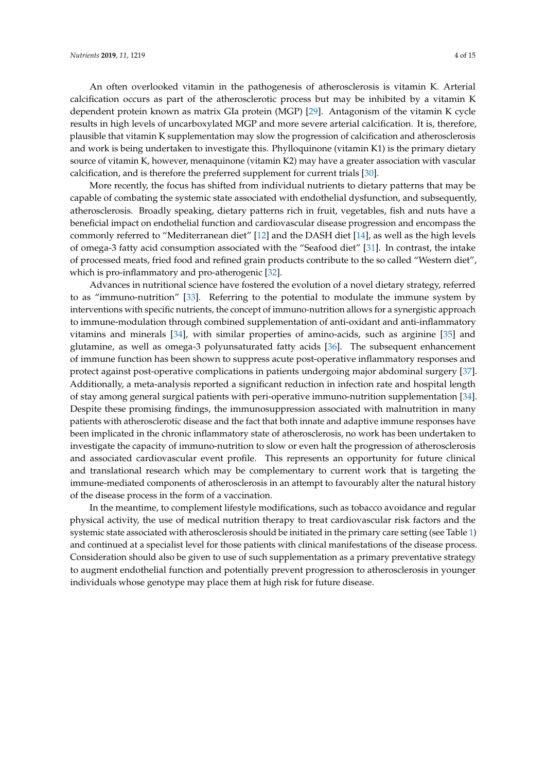An often overlooked vitamin in the pathogenesis of atherosclerosis is vitamin K. Arterial calcification occurs as part of the atherosclerotic process but may be inhibited by a vitamin K dependent protein known as matrix GIa protein (MGP) [29]. Antagonism of the vitamin K cycle results in high levels of uncarboxylated MGP and more severe arterial calcification. It is, therefore, plausible that vitamin K supplementation may slow the progression of calcification and atherosclerosis and work is being undertaken to investigate this. Phylloquinone (vitamin K1) is the primary dietary source of vitamin K, however, menaquinone (vitamin K2) may have a greater association with vascular calcification, and is therefore the preferred supplement for current trials [30].

More recently, the focus has shifted from individual nutrients to dietary patterns that may be capable of combating the systemic state associated with endothelial dysfunction, and subsequently, atherosclerosis. Broadly speaking, dietary patterns rich in fruit, vegetables, fish and nuts have a beneficial impact on endothelial function and cardiovascular disease progression and encompass the commonly referred to "Mediterranean diet" [12] and the DASH diet [14], as well as the high levels of omega-3 fatty acid consumption associated with the "Seafood diet" [31]. In contrast, the intake of processed meats, fried food and refined grain products contribute to the so called "Western diet", which is pro-inflammatory and pro-atherogenic [32].

Advances in nutritional science have fostered the evolution of a novel dietary strategy, referred to as "immuno-nutrition" [33]. Referring to the potential to modulate the immune system by interventions with specific nutrients, the concept of immuno-nutrition allows for a synergistic approach to immune-modulation through combined supplementation of anti-oxidant and anti-inflammatory vitamins and minerals [34], with similar properties of amino-acids, such as arginine [35] and glutamine, as well as omega-3 polyunsaturated fatty acids [36]. The subsequent enhancement of immune function has been shown to suppress acute post-operative inflammatory responses and protect against post-operative complications in patients undergoing major abdominal surgery [37]. Additionally, a meta-analysis reported a significant reduction in infection rate and hospital length of stay among general surgical patients with peri-operative immuno-nutrition supplementation [34]. Despite these promising findings, the immunosuppression associated with malnutrition in many patients with atherosclerotic disease and the fact that both innate and adaptive immune responses have been implicated in the chronic inflammatory state of atherosclerosis, no work has been undertaken to investigate the capacity of immuno-nutrition to slow or even halt the progression of atherosclerosis and associated cardiovascular event profile. This represents an opportunity for future clinical and translational research which may be complementary to current work that is targeting the immune-mediated components of atherosclerosis in an attempt to favourably alter the natural history of the disease process in the form of a vaccination.

In the meantime, to complement lifestyle modifications, such as tobacco avoidance and regular physical activity, the use of medical nutrition therapy to treat cardiovascular risk factors and the systemic state associated with atherosclerosis should be initiated in the primary care setting (see Table 1) and continued at a specialist level for those patients with clinical manifestations of the disease process. Consideration should also be given to use of such supplementation as a primary preventative strategy to augment endothelial function and potentially prevent progression to atherosclerosis in younger individuals whose genotype may place them at high risk for future disease.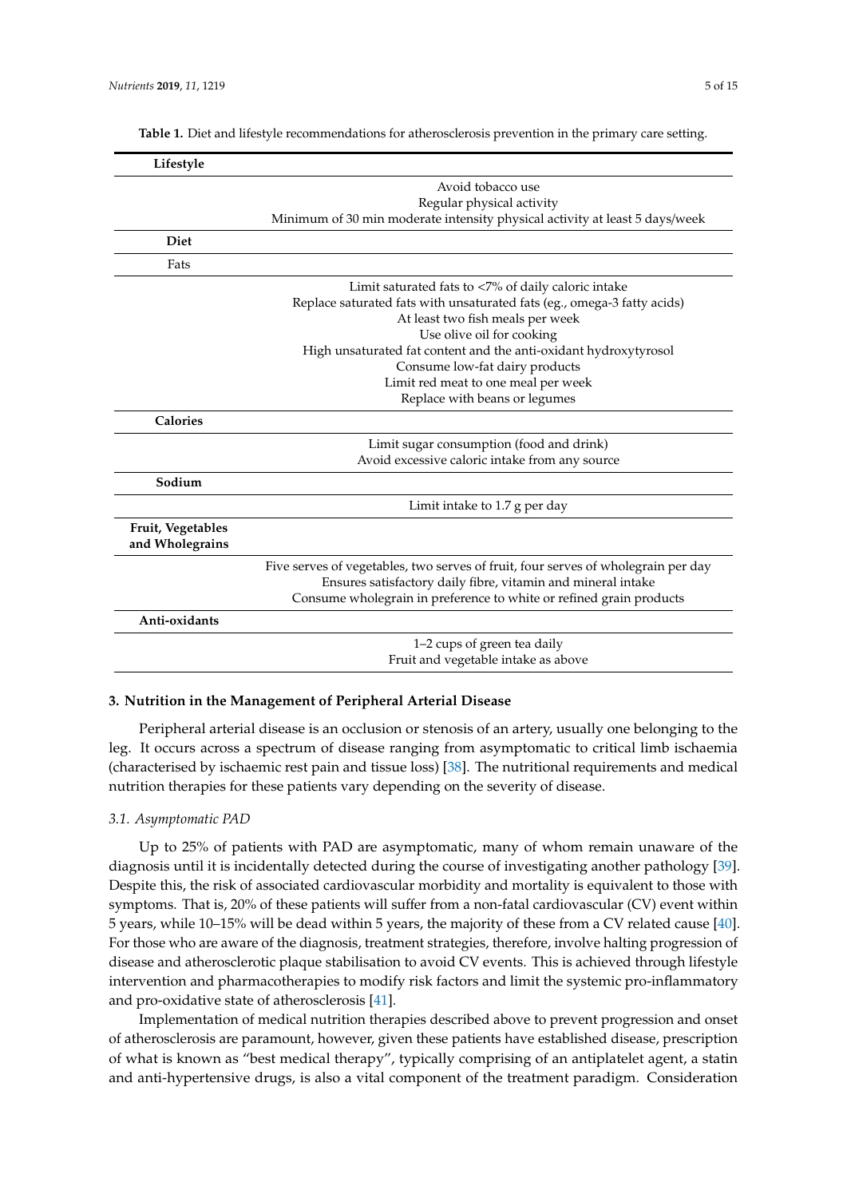**Table 1.** Diet and lifestyle recommendations for atherosclerosis prevention in the primary care setting.

| **Lifestyle** | |
|---|---|
| | Avoid tobacco use<br>Regular physical activity<br>Minimum of 30 min moderate intensity physical activity at least 5 days/week |
| **Diet** | |
| Fats | |
| | Limit saturated fats to <7% of daily caloric intake<br>Replace saturated fats with unsaturated fats (eg., omega-3 fatty acids)<br>At least two fish meals per week<br>Use olive oil for cooking<br>High unsaturated fat content and the anti-oxidant hydroxytyrosol<br>Consume low-fat dairy products<br>Limit red meat to one meal per week<br>Replace with beans or legumes |
| **Calories** | |
| | Limit sugar consumption (food and drink)<br>Avoid excessive caloric intake from any source |
| **Sodium** | |
| | Limit intake to 1.7 g per day |
| **Fruit, Vegetables and Wholegrains** | |
| | Five serves of vegetables, two serves of fruit, four serves of wholegrain per day<br>Ensures satisfactory daily fibre, vitamin and mineral intake<br>Consume wholegrain in preference to white or refined grain products |
| **Anti-oxidants** | |
| | 1–2 cups of green tea daily<br>Fruit and vegetable intake as above |

## 3. Nutrition in the Management of Peripheral Arterial Disease

Peripheral arterial disease is an occlusion or stenosis of an artery, usually one belonging to the leg. It occurs across a spectrum of disease ranging from asymptomatic to critical limb ischaemia (characterised by ischaemic rest pain and tissue loss) [38]. The nutritional requirements and medical nutrition therapies for these patients vary depending on the severity of disease.

### *3.1. Asymptomatic PAD*

Up to 25% of patients with PAD are asymptomatic, many of whom remain unaware of the diagnosis until it is incidentally detected during the course of investigating another pathology [39]. Despite this, the risk of associated cardiovascular morbidity and mortality is equivalent to those with symptoms. That is, 20% of these patients will suffer from a non-fatal cardiovascular (CV) event within 5 years, while 10–15% will be dead within 5 years, the majority of these from a CV related cause [40]. For those who are aware of the diagnosis, treatment strategies, therefore, involve halting progression of disease and atherosclerotic plaque stabilisation to avoid CV events. This is achieved through lifestyle intervention and pharmacotherapies to modify risk factors and limit the systemic pro-inflammatory and pro-oxidative state of atherosclerosis [41].

Implementation of medical nutrition therapies described above to prevent progression and onset of atherosclerosis are paramount, however, given these patients have established disease, prescription of what is known as "best medical therapy", typically comprising of an antiplatelet agent, a statin and anti-hypertensive drugs, is also a vital component of the treatment paradigm. Consideration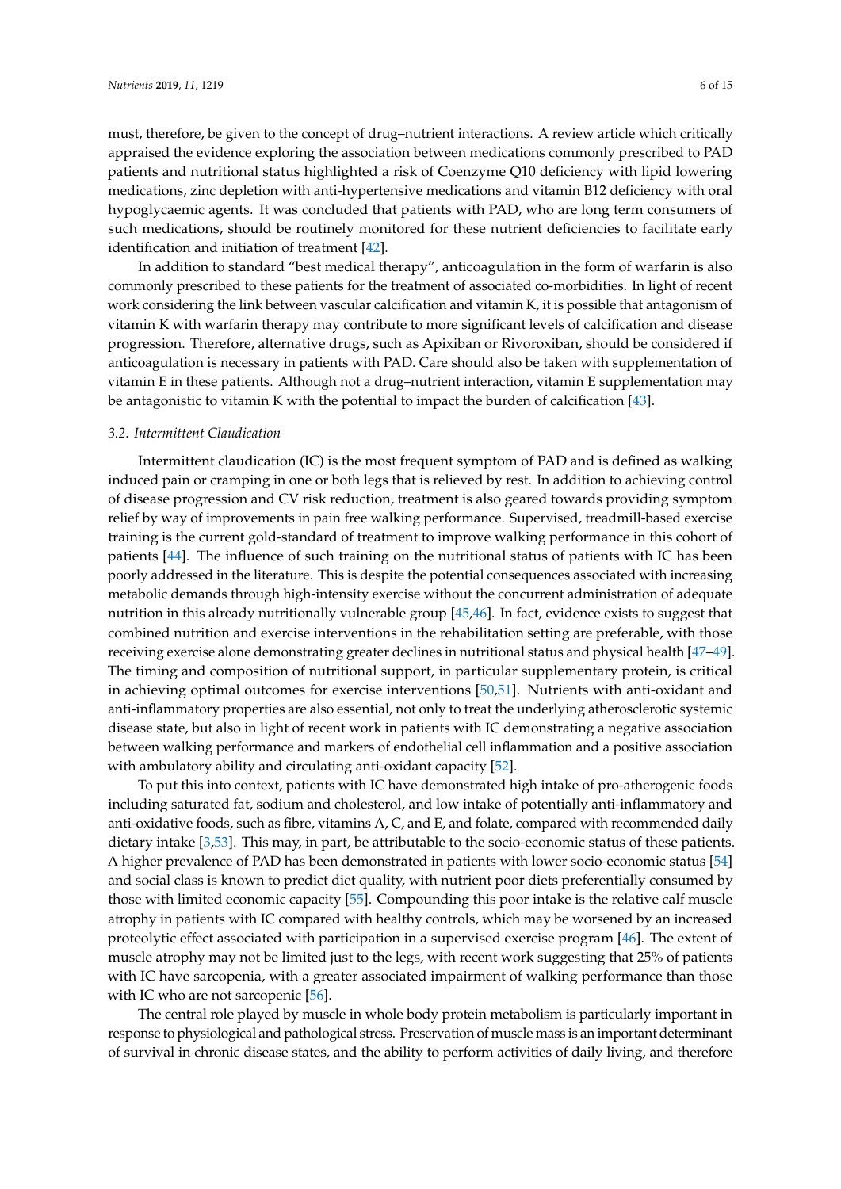must, therefore, be given to the concept of drug–nutrient interactions. A review article which critically appraised the evidence exploring the association between medications commonly prescribed to PAD patients and nutritional status highlighted a risk of Coenzyme Q10 deficiency with lipid lowering medications, zinc depletion with anti-hypertensive medications and vitamin B12 deficiency with oral hypoglycaemic agents. It was concluded that patients with PAD, who are long term consumers of such medications, should be routinely monitored for these nutrient deficiencies to facilitate early identification and initiation of treatment [42].

In addition to standard "best medical therapy", anticoagulation in the form of warfarin is also commonly prescribed to these patients for the treatment of associated co-morbidities. In light of recent work considering the link between vascular calcification and vitamin K, it is possible that antagonism of vitamin K with warfarin therapy may contribute to more significant levels of calcification and disease progression. Therefore, alternative drugs, such as Apixiban or Rivoroxiban, should be considered if anticoagulation is necessary in patients with PAD. Care should also be taken with supplementation of vitamin E in these patients. Although not a drug–nutrient interaction, vitamin E supplementation may be antagonistic to vitamin K with the potential to impact the burden of calcification [43].

### 3.2. Intermittent Claudication

Intermittent claudication (IC) is the most frequent symptom of PAD and is defined as walking induced pain or cramping in one or both legs that is relieved by rest. In addition to achieving control of disease progression and CV risk reduction, treatment is also geared towards providing symptom relief by way of improvements in pain free walking performance. Supervised, treadmill-based exercise training is the current gold-standard of treatment to improve walking performance in this cohort of patients [44]. The influence of such training on the nutritional status of patients with IC has been poorly addressed in the literature. This is despite the potential consequences associated with increasing metabolic demands through high-intensity exercise without the concurrent administration of adequate nutrition in this already nutritionally vulnerable group [45,46]. In fact, evidence exists to suggest that combined nutrition and exercise interventions in the rehabilitation setting are preferable, with those receiving exercise alone demonstrating greater declines in nutritional status and physical health [47–49]. The timing and composition of nutritional support, in particular supplementary protein, is critical in achieving optimal outcomes for exercise interventions [50,51]. Nutrients with anti-oxidant and anti-inflammatory properties are also essential, not only to treat the underlying atherosclerotic systemic disease state, but also in light of recent work in patients with IC demonstrating a negative association between walking performance and markers of endothelial cell inflammation and a positive association with ambulatory ability and circulating anti-oxidant capacity [52].

To put this into context, patients with IC have demonstrated high intake of pro-atherogenic foods including saturated fat, sodium and cholesterol, and low intake of potentially anti-inflammatory and anti-oxidative foods, such as fibre, vitamins A, C, and E, and folate, compared with recommended daily dietary intake [3,53]. This may, in part, be attributable to the socio-economic status of these patients. A higher prevalence of PAD has been demonstrated in patients with lower socio-economic status [54] and social class is known to predict diet quality, with nutrient poor diets preferentially consumed by those with limited economic capacity [55]. Compounding this poor intake is the relative calf muscle atrophy in patients with IC compared with healthy controls, which may be worsened by an increased proteolytic effect associated with participation in a supervised exercise program [46]. The extent of muscle atrophy may not be limited just to the legs, with recent work suggesting that 25% of patients with IC have sarcopenia, with a greater associated impairment of walking performance than those with IC who are not sarcopenic [56].

The central role played by muscle in whole body protein metabolism is particularly important in response to physiological and pathological stress. Preservation of muscle mass is an important determinant of survival in chronic disease states, and the ability to perform activities of daily living, and therefore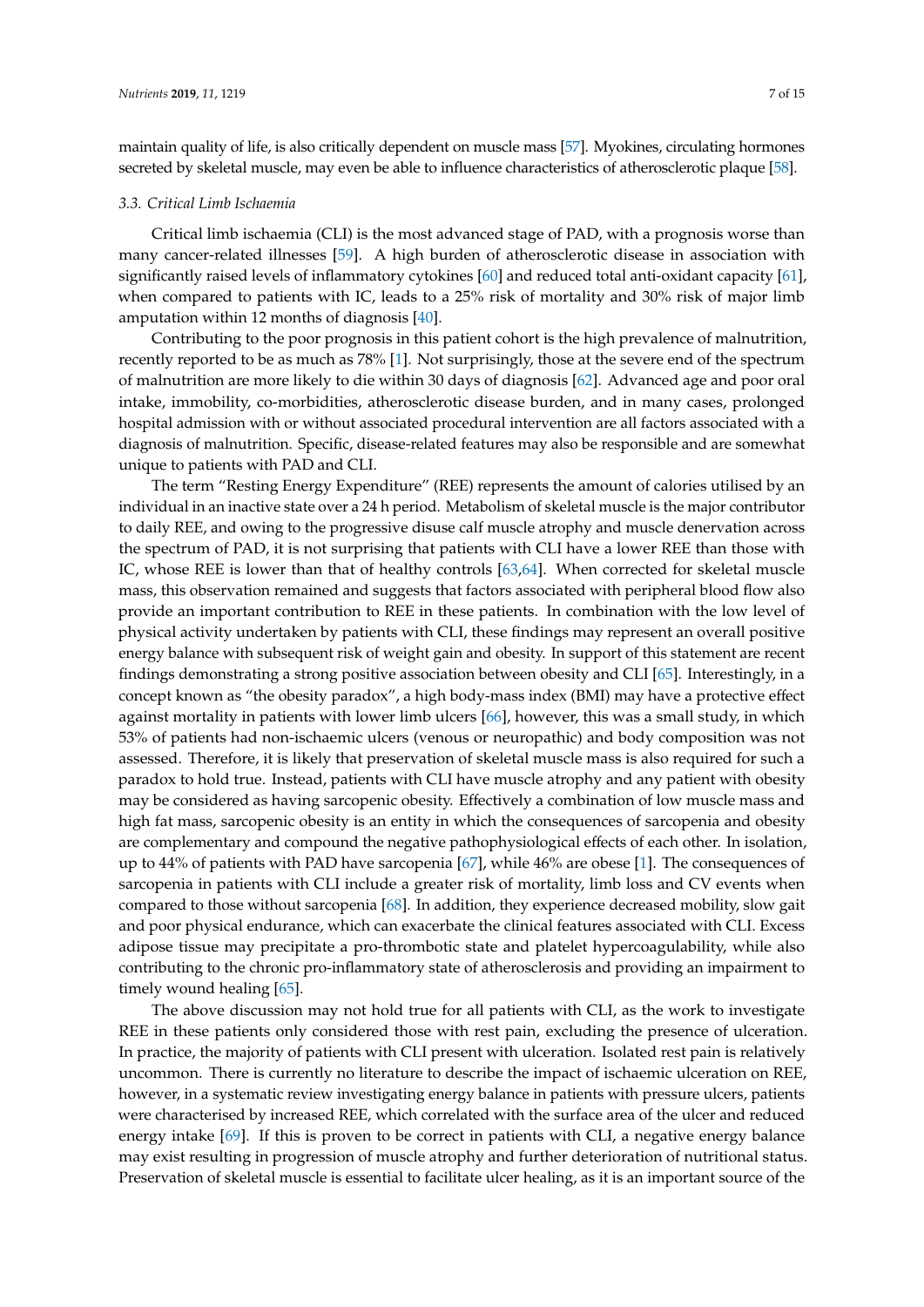maintain quality of life, is also critically dependent on muscle mass [57]. Myokines, circulating hormones secreted by skeletal muscle, may even be able to influence characteristics of atherosclerotic plaque [58].

### 3.3. Critical Limb Ischaemia

Critical limb ischaemia (CLI) is the most advanced stage of PAD, with a prognosis worse than many cancer-related illnesses [59]. A high burden of atherosclerotic disease in association with significantly raised levels of inflammatory cytokines [60] and reduced total anti-oxidant capacity [61], when compared to patients with IC, leads to a 25% risk of mortality and 30% risk of major limb amputation within 12 months of diagnosis [40].

Contributing to the poor prognosis in this patient cohort is the high prevalence of malnutrition, recently reported to be as much as 78% [1]. Not surprisingly, those at the severe end of the spectrum of malnutrition are more likely to die within 30 days of diagnosis [62]. Advanced age and poor oral intake, immobility, co-morbidities, atherosclerotic disease burden, and in many cases, prolonged hospital admission with or without associated procedural intervention are all factors associated with a diagnosis of malnutrition. Specific, disease-related features may also be responsible and are somewhat unique to patients with PAD and CLI.

The term "Resting Energy Expenditure" (REE) represents the amount of calories utilised by an individual in an inactive state over a 24 h period. Metabolism of skeletal muscle is the major contributor to daily REE, and owing to the progressive disuse calf muscle atrophy and muscle denervation across the spectrum of PAD, it is not surprising that patients with CLI have a lower REE than those with IC, whose REE is lower than that of healthy controls [63,64]. When corrected for skeletal muscle mass, this observation remained and suggests that factors associated with peripheral blood flow also provide an important contribution to REE in these patients. In combination with the low level of physical activity undertaken by patients with CLI, these findings may represent an overall positive energy balance with subsequent risk of weight gain and obesity. In support of this statement are recent findings demonstrating a strong positive association between obesity and CLI [65]. Interestingly, in a concept known as "the obesity paradox", a high body-mass index (BMI) may have a protective effect against mortality in patients with lower limb ulcers [66], however, this was a small study, in which 53% of patients had non-ischaemic ulcers (venous or neuropathic) and body composition was not assessed. Therefore, it is likely that preservation of skeletal muscle mass is also required for such a paradox to hold true. Instead, patients with CLI have muscle atrophy and any patient with obesity may be considered as having sarcopenic obesity. Effectively a combination of low muscle mass and high fat mass, sarcopenic obesity is an entity in which the consequences of sarcopenia and obesity are complementary and compound the negative pathophysiological effects of each other. In isolation, up to 44% of patients with PAD have sarcopenia [67], while 46% are obese [1]. The consequences of sarcopenia in patients with CLI include a greater risk of mortality, limb loss and CV events when compared to those without sarcopenia [68]. In addition, they experience decreased mobility, slow gait and poor physical endurance, which can exacerbate the clinical features associated with CLI. Excess adipose tissue may precipitate a pro-thrombotic state and platelet hypercoagulability, while also contributing to the chronic pro-inflammatory state of atherosclerosis and providing an impairment to timely wound healing [65].

The above discussion may not hold true for all patients with CLI, as the work to investigate REE in these patients only considered those with rest pain, excluding the presence of ulceration. In practice, the majority of patients with CLI present with ulceration. Isolated rest pain is relatively uncommon. There is currently no literature to describe the impact of ischaemic ulceration on REE, however, in a systematic review investigating energy balance in patients with pressure ulcers, patients were characterised by increased REE, which correlated with the surface area of the ulcer and reduced energy intake [69]. If this is proven to be correct in patients with CLI, a negative energy balance may exist resulting in progression of muscle atrophy and further deterioration of nutritional status. Preservation of skeletal muscle is essential to facilitate ulcer healing, as it is an important source of the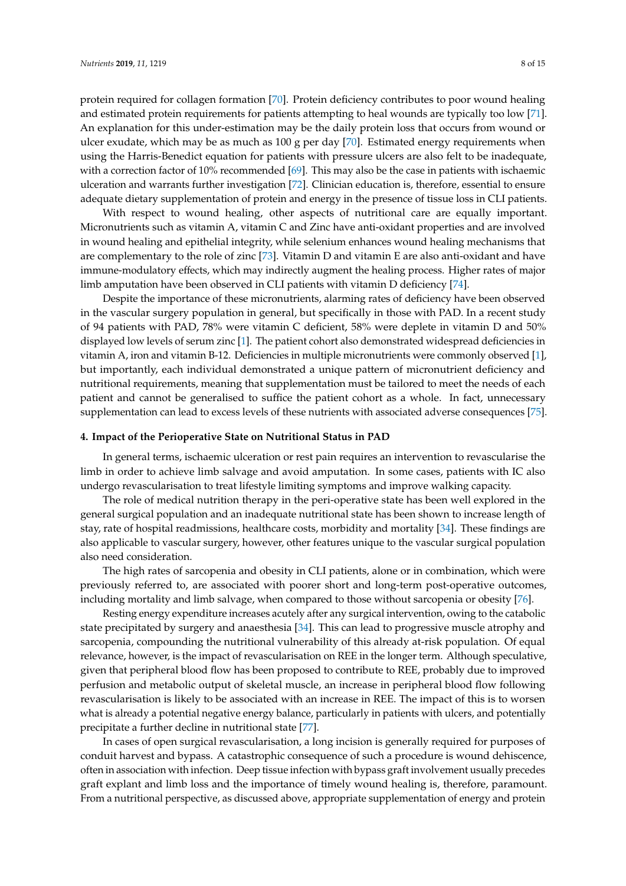protein required for collagen formation [70]. Protein deficiency contributes to poor wound healing and estimated protein requirements for patients attempting to heal wounds are typically too low [71]. An explanation for this under-estimation may be the daily protein loss that occurs from wound or ulcer exudate, which may be as much as 100 g per day [70]. Estimated energy requirements when using the Harris-Benedict equation for patients with pressure ulcers are also felt to be inadequate, with a correction factor of 10% recommended [69]. This may also be the case in patients with ischaemic ulceration and warrants further investigation [72]. Clinician education is, therefore, essential to ensure adequate dietary supplementation of protein and energy in the presence of tissue loss in CLI patients.

With respect to wound healing, other aspects of nutritional care are equally important. Micronutrients such as vitamin A, vitamin C and Zinc have anti-oxidant properties and are involved in wound healing and epithelial integrity, while selenium enhances wound healing mechanisms that are complementary to the role of zinc [73]. Vitamin D and vitamin E are also anti-oxidant and have immune-modulatory effects, which may indirectly augment the healing process. Higher rates of major limb amputation have been observed in CLI patients with vitamin D deficiency [74].

Despite the importance of these micronutrients, alarming rates of deficiency have been observed in the vascular surgery population in general, but specifically in those with PAD. In a recent study of 94 patients with PAD, 78% were vitamin C deficient, 58% were deplete in vitamin D and 50% displayed low levels of serum zinc [1]. The patient cohort also demonstrated widespread deficiencies in vitamin A, iron and vitamin B-12. Deficiencies in multiple micronutrients were commonly observed [1], but importantly, each individual demonstrated a unique pattern of micronutrient deficiency and nutritional requirements, meaning that supplementation must be tailored to meet the needs of each patient and cannot be generalised to suffice the patient cohort as a whole. In fact, unnecessary supplementation can lead to excess levels of these nutrients with associated adverse consequences [75].

## 4. Impact of the Perioperative State on Nutritional Status in PAD

In general terms, ischaemic ulceration or rest pain requires an intervention to revascularise the limb in order to achieve limb salvage and avoid amputation. In some cases, patients with IC also undergo revascularisation to treat lifestyle limiting symptoms and improve walking capacity.

The role of medical nutrition therapy in the peri-operative state has been well explored in the general surgical population and an inadequate nutritional state has been shown to increase length of stay, rate of hospital readmissions, healthcare costs, morbidity and mortality [34]. These findings are also applicable to vascular surgery, however, other features unique to the vascular surgical population also need consideration.

The high rates of sarcopenia and obesity in CLI patients, alone or in combination, which were previously referred to, are associated with poorer short and long-term post-operative outcomes, including mortality and limb salvage, when compared to those without sarcopenia or obesity [76].

Resting energy expenditure increases acutely after any surgical intervention, owing to the catabolic state precipitated by surgery and anaesthesia [34]. This can lead to progressive muscle atrophy and sarcopenia, compounding the nutritional vulnerability of this already at-risk population. Of equal relevance, however, is the impact of revascularisation on REE in the longer term. Although speculative, given that peripheral blood flow has been proposed to contribute to REE, probably due to improved perfusion and metabolic output of skeletal muscle, an increase in peripheral blood flow following revascularisation is likely to be associated with an increase in REE. The impact of this is to worsen what is already a potential negative energy balance, particularly in patients with ulcers, and potentially precipitate a further decline in nutritional state [77].

In cases of open surgical revascularisation, a long incision is generally required for purposes of conduit harvest and bypass. A catastrophic consequence of such a procedure is wound dehiscence, often in association with infection. Deep tissue infection with bypass graft involvement usually precedes graft explant and limb loss and the importance of timely wound healing is, therefore, paramount. From a nutritional perspective, as discussed above, appropriate supplementation of energy and protein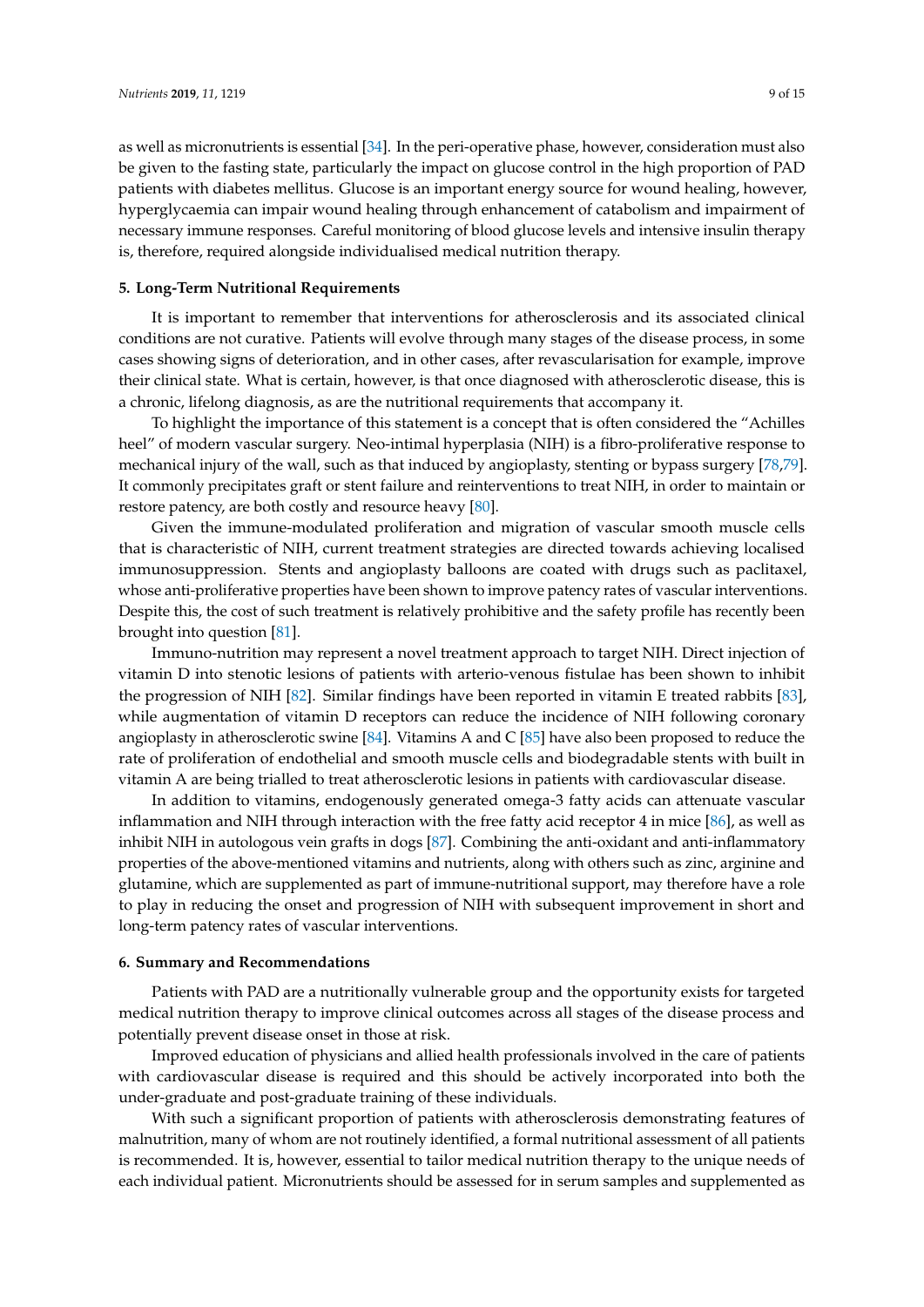as well as micronutrients is essential [34]. In the peri-operative phase, however, consideration must also be given to the fasting state, particularly the impact on glucose control in the high proportion of PAD patients with diabetes mellitus. Glucose is an important energy source for wound healing, however, hyperglycaemia can impair wound healing through enhancement of catabolism and impairment of necessary immune responses. Careful monitoring of blood glucose levels and intensive insulin therapy is, therefore, required alongside individualised medical nutrition therapy.

## 5. Long-Term Nutritional Requirements

It is important to remember that interventions for atherosclerosis and its associated clinical conditions are not curative. Patients will evolve through many stages of the disease process, in some cases showing signs of deterioration, and in other cases, after revascularisation for example, improve their clinical state. What is certain, however, is that once diagnosed with atherosclerotic disease, this is a chronic, lifelong diagnosis, as are the nutritional requirements that accompany it.

To highlight the importance of this statement is a concept that is often considered the "Achilles heel" of modern vascular surgery. Neo-intimal hyperplasia (NIH) is a fibro-proliferative response to mechanical injury of the wall, such as that induced by angioplasty, stenting or bypass surgery [78,79]. It commonly precipitates graft or stent failure and reinterventions to treat NIH, in order to maintain or restore patency, are both costly and resource heavy [80].

Given the immune-modulated proliferation and migration of vascular smooth muscle cells that is characteristic of NIH, current treatment strategies are directed towards achieving localised immunosuppression. Stents and angioplasty balloons are coated with drugs such as paclitaxel, whose anti-proliferative properties have been shown to improve patency rates of vascular interventions. Despite this, the cost of such treatment is relatively prohibitive and the safety profile has recently been brought into question [81].

Immuno-nutrition may represent a novel treatment approach to target NIH. Direct injection of vitamin D into stenotic lesions of patients with arterio-venous fistulae has been shown to inhibit the progression of NIH [82]. Similar findings have been reported in vitamin E treated rabbits [83], while augmentation of vitamin D receptors can reduce the incidence of NIH following coronary angioplasty in atherosclerotic swine [84]. Vitamins A and C [85] have also been proposed to reduce the rate of proliferation of endothelial and smooth muscle cells and biodegradable stents with built in vitamin A are being trialled to treat atherosclerotic lesions in patients with cardiovascular disease.

In addition to vitamins, endogenously generated omega-3 fatty acids can attenuate vascular inflammation and NIH through interaction with the free fatty acid receptor 4 in mice [86], as well as inhibit NIH in autologous vein grafts in dogs [87]. Combining the anti-oxidant and anti-inflammatory properties of the above-mentioned vitamins and nutrients, along with others such as zinc, arginine and glutamine, which are supplemented as part of immune-nutritional support, may therefore have a role to play in reducing the onset and progression of NIH with subsequent improvement in short and long-term patency rates of vascular interventions.

## 6. Summary and Recommendations

Patients with PAD are a nutritionally vulnerable group and the opportunity exists for targeted medical nutrition therapy to improve clinical outcomes across all stages of the disease process and potentially prevent disease onset in those at risk.

Improved education of physicians and allied health professionals involved in the care of patients with cardiovascular disease is required and this should be actively incorporated into both the under-graduate and post-graduate training of these individuals.

With such a significant proportion of patients with atherosclerosis demonstrating features of malnutrition, many of whom are not routinely identified, a formal nutritional assessment of all patients is recommended. It is, however, essential to tailor medical nutrition therapy to the unique needs of each individual patient. Micronutrients should be assessed for in serum samples and supplemented as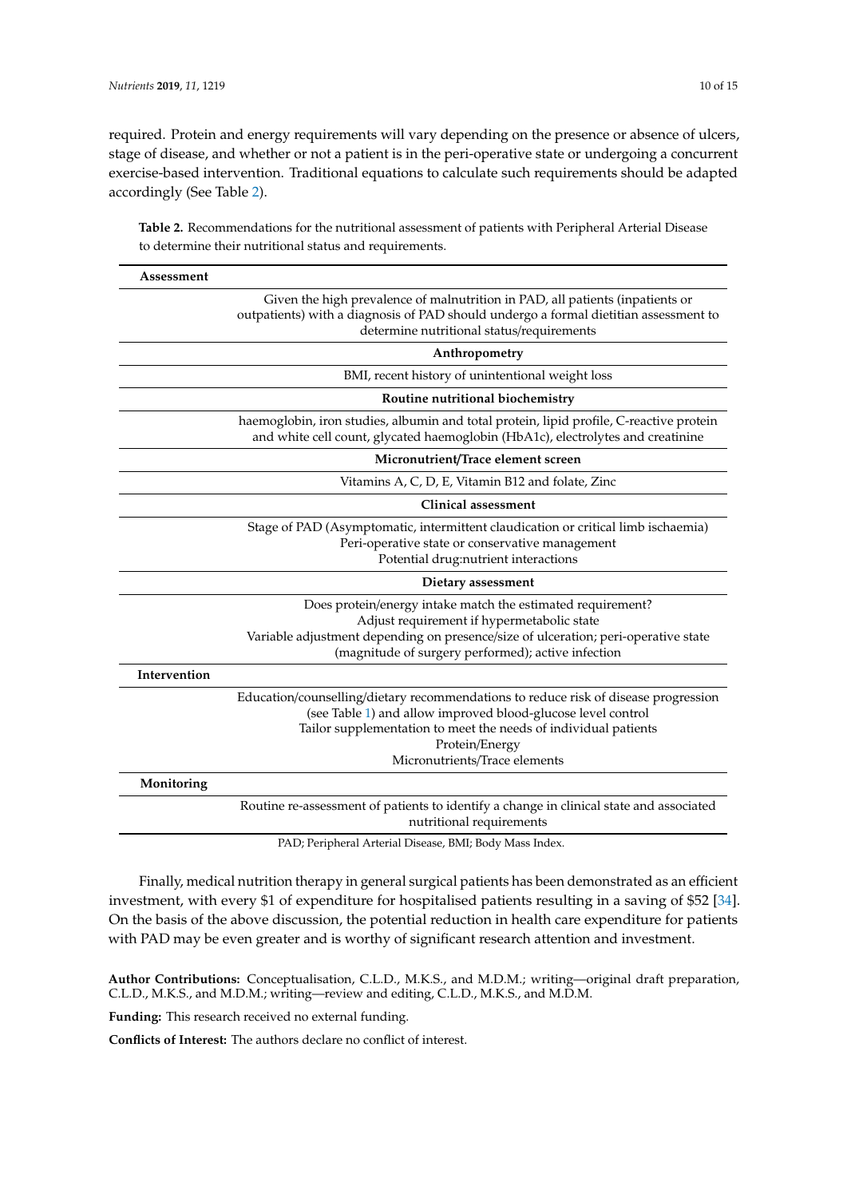required. Protein and energy requirements will vary depending on the presence or absence of ulcers, stage of disease, and whether or not a patient is in the peri-operative state or undergoing a concurrent exercise-based intervention. Traditional equations to calculate such requirements should be adapted accordingly (See Table 2).

**Table 2.** Recommendations for the nutritional assessment of patients with Peripheral Arterial Disease to determine their nutritional status and requirements.

| **Assessment** | |
|---|---|
| | Given the high prevalence of malnutrition in PAD, all patients (inpatients or outpatients) with a diagnosis of PAD should undergo a formal dietitian assessment to determine nutritional status/requirements |
| | **Anthropometry** |
| | BMI, recent history of unintentional weight loss |
| | **Routine nutritional biochemistry** |
| | haemoglobin, iron studies, albumin and total protein, lipid profile, C-reactive protein and white cell count, glycated haemoglobin (HbA1c), electrolytes and creatinine |
| | **Micronutrient/Trace element screen** |
| | Vitamins A, C, D, E, Vitamin B12 and folate, Zinc |
| | **Clinical assessment** |
| | Stage of PAD (Asymptomatic, intermittent claudication or critical limb ischaemia)<br>Peri-operative state or conservative management<br>Potential drug:nutrient interactions |
| | **Dietary assessment** |
| | Does protein/energy intake match the estimated requirement?<br>Adjust requirement if hypermetabolic state<br>Variable adjustment depending on presence/size of ulceration; peri-operative state (magnitude of surgery performed); active infection |
| **Intervention** | |
| | Education/counselling/dietary recommendations to reduce risk of disease progression (see Table 1) and allow improved blood-glucose level control<br>Tailor supplementation to meet the needs of individual patients<br>Protein/Energy<br>Micronutrients/Trace elements |
| **Monitoring** | |
| | Routine re-assessment of patients to identify a change in clinical state and associated nutritional requirements |

PAD; Peripheral Arterial Disease, BMI; Body Mass Index.

Finally, medical nutrition therapy in general surgical patients has been demonstrated as an efficient investment, with every $1 of expenditure for hospitalised patients resulting in a saving of $52 [34]. On the basis of the above discussion, the potential reduction in health care expenditure for patients with PAD may be even greater and is worthy of significant research attention and investment.

**Author Contributions:** Conceptualisation, C.L.D., M.K.S., and M.D.M.; writing—original draft preparation, C.L.D., M.K.S., and M.D.M.; writing—review and editing, C.L.D., M.K.S., and M.D.M.

**Funding:** This research received no external funding.

**Conflicts of Interest:** The authors declare no conflict of interest.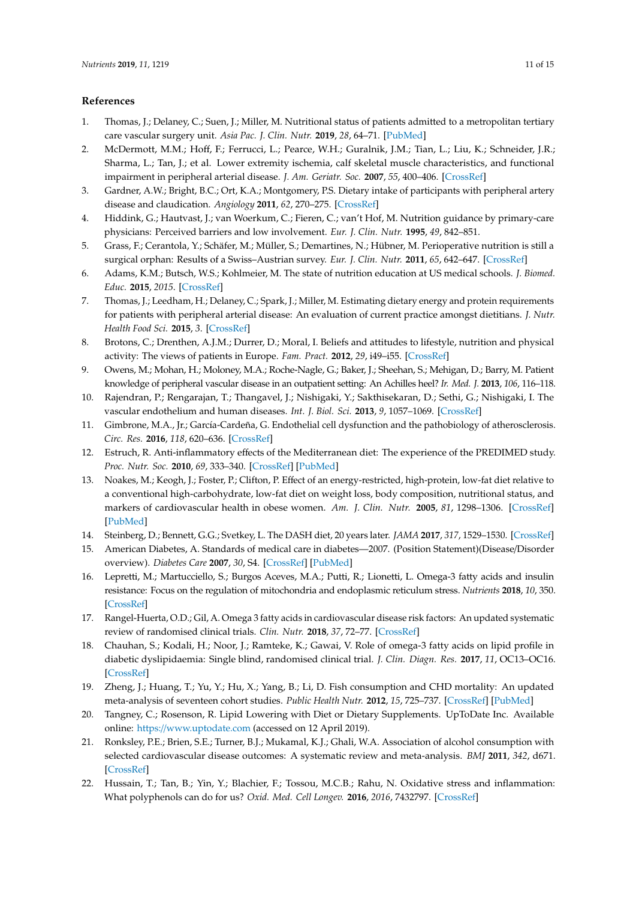## References

1. Thomas, J.; Delaney, C.; Suen, J.; Miller, M. Nutritional status of patients admitted to a metropolitan tertiary care vascular surgery unit. *Asia Pac. J. Clin. Nutr.* **2019**, *28*, 64–71. [PubMed]
2. McDermott, M.M.; Hoff, F.; Ferrucci, L.; Pearce, W.H.; Guralnik, J.M.; Tian, L.; Liu, K.; Schneider, J.R.; Sharma, L.; Tan, J.; et al. Lower extremity ischemia, calf skeletal muscle characteristics, and functional impairment in peripheral arterial disease. *J. Am. Geriatr. Soc.* **2007**, *55*, 400–406. [CrossRef]
3. Gardner, A.W.; Bright, B.C.; Ort, K.A.; Montgomery, P.S. Dietary intake of participants with peripheral artery disease and claudication. *Angiology* **2011**, *62*, 270–275. [CrossRef]
4. Hiddink, G.; Hautvast, J.; van Woerkum, C.; Fieren, C.; van't Hof, M. Nutrition guidance by primary-care physicians: Perceived barriers and low involvement. *Eur. J. Clin. Nutr.* **1995**, *49*, 842–851.
5. Grass, F.; Cerantola, Y.; Schäfer, M.; Müller, S.; Demartines, N.; Hübner, M. Perioperative nutrition is still a surgical orphan: Results of a Swiss–Austrian survey. *Eur. J. Clin. Nutr.* **2011**, *65*, 642–647. [CrossRef]
6. Adams, K.M.; Butsch, W.S.; Kohlmeier, M. The state of nutrition education at US medical schools. *J. Biomed. Educ.* **2015**, *2015*. [CrossRef]
7. Thomas, J.; Leedham, H.; Delaney, C.; Spark, J.; Miller, M. Estimating dietary energy and protein requirements for patients with peripheral arterial disease: An evaluation of current practice amongst dietitians. *J. Nutr. Health Food Sci.* **2015**, *3*. [CrossRef]
8. Brotons, C.; Drenthen, A.J.M.; Durrer, D.; Moral, I. Beliefs and attitudes to lifestyle, nutrition and physical activity: The views of patients in Europe. *Fam. Pract.* **2012**, *29*, i49–i55. [CrossRef]
9. Owens, M.; Mohan, H.; Moloney, M.A.; Roche-Nagle, G.; Baker, J.; Sheehan, S.; Mehigan, D.; Barry, M. Patient knowledge of peripheral vascular disease in an outpatient setting: An Achilles heel? *Ir. Med. J.* **2013**, *106*, 116–118.
10. Rajendran, P.; Rengarajan, T.; Thangavel, J.; Nishigaki, Y.; Sakthisekaran, D.; Sethi, G.; Nishigaki, I. The vascular endothelium and human diseases. *Int. J. Biol. Sci.* **2013**, *9*, 1057–1069. [CrossRef]
11. Gimbrone, M.A., Jr.; García-Cardeña, G. Endothelial cell dysfunction and the pathobiology of atherosclerosis. *Circ. Res.* **2016**, *118*, 620–636. [CrossRef]
12. Estruch, R. Anti-inflammatory effects of the Mediterranean diet: The experience of the PREDIMED study. *Proc. Nutr. Soc.* **2010**, *69*, 333–340. [CrossRef] [PubMed]
13. Noakes, M.; Keogh, J.; Foster, P.; Clifton, P. Effect of an energy-restricted, high-protein, low-fat diet relative to a conventional high-carbohydrate, low-fat diet on weight loss, body composition, nutritional status, and markers of cardiovascular health in obese women. *Am. J. Clin. Nutr.* **2005**, *81*, 1298–1306. [CrossRef] [PubMed]
14. Steinberg, D.; Bennett, G.G.; Svetkey, L. The DASH diet, 20 years later. *JAMA* **2017**, *317*, 1529–1530. [CrossRef]
15. American Diabetes, A. Standards of medical care in diabetes—2007. (Position Statement)(Disease/Disorder overview). *Diabetes Care* **2007**, *30*, S4. [CrossRef] [PubMed]
16. Lepretti, M.; Martucciello, S.; Burgos Aceves, M.A.; Putti, R.; Lionetti, L. Omega-3 fatty acids and insulin resistance: Focus on the regulation of mitochondria and endoplasmic reticulum stress. *Nutrients* **2018**, *10*, 350. [CrossRef]
17. Rangel-Huerta, O.D.; Gil, A. Omega 3 fatty acids in cardiovascular disease risk factors: An updated systematic review of randomised clinical trials. *Clin. Nutr.* **2018**, *37*, 72–77. [CrossRef]
18. Chauhan, S.; Kodali, H.; Noor, J.; Ramteke, K.; Gawai, V. Role of omega-3 fatty acids on lipid profile in diabetic dyslipidaemia: Single blind, randomised clinical trial. *J. Clin. Diagn. Res.* **2017**, *11*, OC13–OC16. [CrossRef]
19. Zheng, J.; Huang, T.; Yu, Y.; Hu, X.; Yang, B.; Li, D. Fish consumption and CHD mortality: An updated meta-analysis of seventeen cohort studies. *Public Health Nutr.* **2012**, *15*, 725–737. [CrossRef] [PubMed]
20. Tangney, C.; Rosenson, R. Lipid Lowering with Diet or Dietary Supplements. UpToDate Inc. Available online: https://www.uptodate.com (accessed on 12 April 2019).
21. Ronksley, P.E.; Brien, S.E.; Turner, B.J.; Mukamal, K.J.; Ghali, W.A. Association of alcohol consumption with selected cardiovascular disease outcomes: A systematic review and meta-analysis. *BMJ* **2011**, *342*, d671. [CrossRef]
22. Hussain, T.; Tan, B.; Yin, Y.; Blachier, F.; Tossou, M.C.B.; Rahu, N. Oxidative stress and inflammation: What polyphenols can do for us? *Oxid. Med. Cell Longev.* **2016**, *2016*, 7432797. [CrossRef]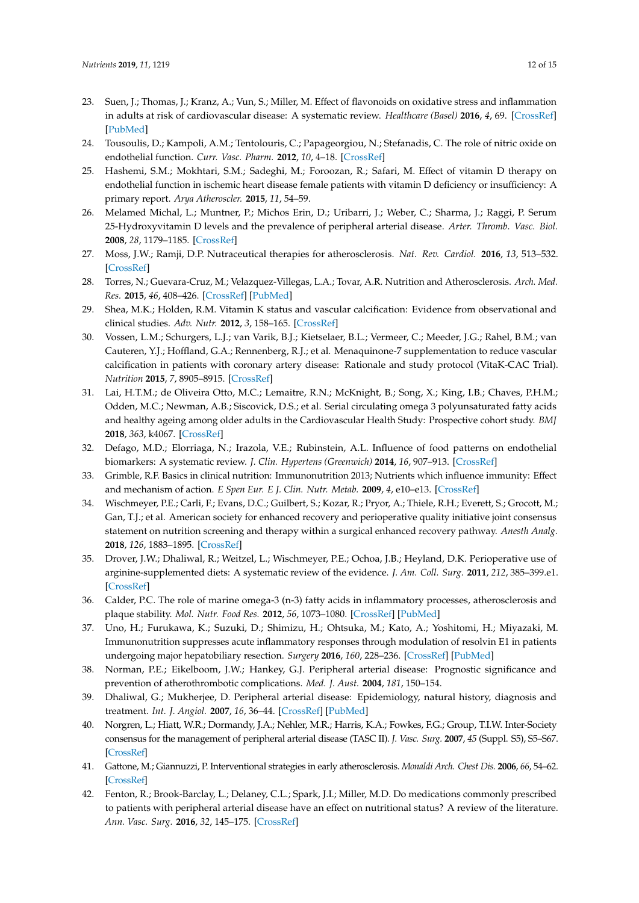23. Suen, J.; Thomas, J.; Kranz, A.; Vun, S.; Miller, M. Effect of flavonoids on oxidative stress and inflammation in adults at risk of cardiovascular disease: A systematic review. *Healthcare (Basel)* **2016**, *4*, 69. [CrossRef] [PubMed]
24. Tousoulis, D.; Kampoli, A.M.; Tentolouris, C.; Papageorgiou, N.; Stefanadis, C. The role of nitric oxide on endothelial function. *Curr. Vasc. Pharm.* **2012**, *10*, 4–18. [CrossRef]
25. Hashemi, S.M.; Mokhtari, S.M.; Sadeghi, M.; Foroozan, R.; Safari, M. Effect of vitamin D therapy on endothelial function in ischemic heart disease female patients with vitamin D deficiency or insufficiency: A primary report. *Arya Atheroscler.* **2015**, *11*, 54–59.
26. Melamed Michal, L.; Muntner, P.; Michos Erin, D.; Uribarri, J.; Weber, C.; Sharma, J.; Raggi, P. Serum 25-Hydroxyvitamin D levels and the prevalence of peripheral arterial disease. *Arter. Thromb. Vasc. Biol.* **2008**, *28*, 1179–1185. [CrossRef]
27. Moss, J.W.; Ramji, D.P. Nutraceutical therapies for atherosclerosis. *Nat. Rev. Cardiol.* **2016**, *13*, 513–532. [CrossRef]
28. Torres, N.; Guevara-Cruz, M.; Velazquez-Villegas, L.A.; Tovar, A.R. Nutrition and Atherosclerosis. *Arch. Med. Res.* **2015**, *46*, 408–426. [CrossRef] [PubMed]
29. Shea, M.K.; Holden, R.M. Vitamin K status and vascular calcification: Evidence from observational and clinical studies. *Adv. Nutr.* **2012**, *3*, 158–165. [CrossRef]
30. Vossen, L.M.; Schurgers, L.J.; van Varik, B.J.; Kietselaer, B.L.; Vermeer, C.; Meeder, J.G.; Rahel, B.M.; van Cauteren, Y.J.; Hoffland, G.A.; Rennenberg, R.J.; et al. Menaquinone-7 supplementation to reduce vascular calcification in patients with coronary artery disease: Rationale and study protocol (VitaK-CAC Trial). *Nutrition* **2015**, *7*, 8905–8915. [CrossRef]
31. Lai, H.T.M.; de Oliveira Otto, M.C.; Lemaitre, R.N.; McKnight, B.; Song, X.; King, I.B.; Chaves, P.H.M.; Odden, M.C.; Newman, A.B.; Siscovick, D.S.; et al. Serial circulating omega 3 polyunsaturated fatty acids and healthy ageing among older adults in the Cardiovascular Health Study: Prospective cohort study. *BMJ* **2018**, *363*, k4067. [CrossRef]
32. Defago, M.D.; Elorriaga, N.; Irazola, V.E.; Rubinstein, A.L. Influence of food patterns on endothelial biomarkers: A systematic review. *J. Clin. Hypertens (Greenwich)* **2014**, *16*, 907–913. [CrossRef]
33. Grimble, R.F. Basics in clinical nutrition: Immunonutrition 2013; Nutrients which influence immunity: Effect and mechanism of action. *E Spen Eur. E J. Clin. Nutr. Metab.* **2009**, *4*, e10–e13. [CrossRef]
34. Wischmeyer, P.E.; Carli, F.; Evans, D.C.; Guilbert, S.; Kozar, R.; Pryor, A.; Thiele, R.H.; Everett, S.; Grocott, M.; Gan, T.J.; et al. American society for enhanced recovery and perioperative quality initiative joint consensus statement on nutrition screening and therapy within a surgical enhanced recovery pathway. *Anesth Analg.* **2018**, *126*, 1883–1895. [CrossRef]
35. Drover, J.W.; Dhaliwal, R.; Weitzel, L.; Wischmeyer, P.E.; Ochoa, J.B.; Heyland, D.K. Perioperative use of arginine-supplemented diets: A systematic review of the evidence. *J. Am. Coll. Surg.* **2011**, *212*, 385–399.e1. [CrossRef]
36. Calder, P.C. The role of marine omega-3 (n-3) fatty acids in inflammatory processes, atherosclerosis and plaque stability. *Mol. Nutr. Food Res.* **2012**, *56*, 1073–1080. [CrossRef] [PubMed]
37. Uno, H.; Furukawa, K.; Suzuki, D.; Shimizu, H.; Ohtsuka, M.; Kato, A.; Yoshitomi, H.; Miyazaki, M. Immunonutrition suppresses acute inflammatory responses through modulation of resolvin E1 in patients undergoing major hepatobiliary resection. *Surgery* **2016**, *160*, 228–236. [CrossRef] [PubMed]
38. Norman, P.E.; Eikelboom, J.W.; Hankey, G.J. Peripheral arterial disease: Prognostic significance and prevention of atherothrombotic complications. *Med. J. Aust.* **2004**, *181*, 150–154.
39. Dhaliwal, G.; Mukherjee, D. Peripheral arterial disease: Epidemiology, natural history, diagnosis and treatment. *Int. J. Angiol.* **2007**, *16*, 36–44. [CrossRef] [PubMed]
40. Norgren, L.; Hiatt, W.R.; Dormandy, J.A.; Nehler, M.R.; Harris, K.A.; Fowkes, F.G.; Group, T.I.W. Inter-Society consensus for the management of peripheral arterial disease (TASC II). *J. Vasc. Surg.* **2007**, *45* (Suppl. S5), S5–S67. [CrossRef]
41. Gattone, M.; Giannuzzi, P. Interventional strategies in early atherosclerosis. *Monaldi Arch. Chest Dis.* **2006**, *66*, 54–62. [CrossRef]
42. Fenton, R.; Brook-Barclay, L.; Delaney, C.L.; Spark, J.I.; Miller, M.D. Do medications commonly prescribed to patients with peripheral arterial disease have an effect on nutritional status? A review of the literature. *Ann. Vasc. Surg.* **2016**, *32*, 145–175. [CrossRef]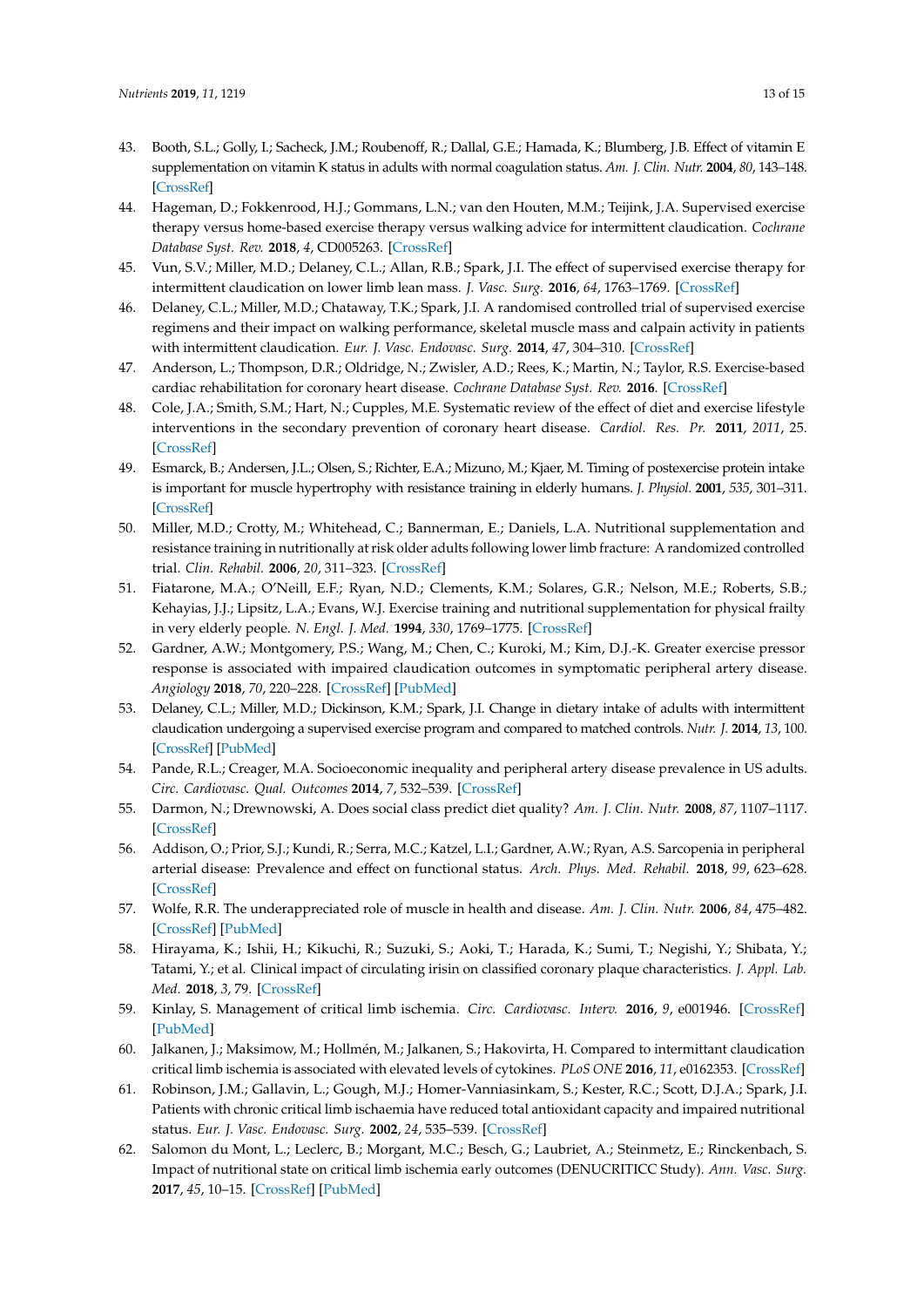43. Booth, S.L.; Golly, I.; Sacheck, J.M.; Roubenoff, R.; Dallal, G.E.; Hamada, K.; Blumberg, J.B. Effect of vitamin E supplementation on vitamin K status in adults with normal coagulation status. *Am. J. Clin. Nutr.* **2004**, *80*, 143–148. [CrossRef]
44. Hageman, D.; Fokkenrood, H.J.; Gommans, L.N.; van den Houten, M.M.; Teijink, J.A. Supervised exercise therapy versus home-based exercise therapy versus walking advice for intermittent claudication. *Cochrane Database Syst. Rev.* **2018**, *4*, CD005263. [CrossRef]
45. Vun, S.V.; Miller, M.D.; Delaney, C.L.; Allan, R.B.; Spark, J.I. The effect of supervised exercise therapy for intermittent claudication on lower limb lean mass. *J. Vasc. Surg.* **2016**, *64*, 1763–1769. [CrossRef]
46. Delaney, C.L.; Miller, M.D.; Chataway, T.K.; Spark, J.I. A randomised controlled trial of supervised exercise regimens and their impact on walking performance, skeletal muscle mass and calpain activity in patients with intermittent claudication. *Eur. J. Vasc. Endovasc. Surg.* **2014**, *47*, 304–310. [CrossRef]
47. Anderson, L.; Thompson, D.R.; Oldridge, N.; Zwisler, A.D.; Rees, K.; Martin, N.; Taylor, R.S. Exercise-based cardiac rehabilitation for coronary heart disease. *Cochrane Database Syst. Rev.* **2016**. [CrossRef]
48. Cole, J.A.; Smith, S.M.; Hart, N.; Cupples, M.E. Systematic review of the effect of diet and exercise lifestyle interventions in the secondary prevention of coronary heart disease. *Cardiol. Res. Pr.* **2011**, *2011*, 25. [CrossRef]
49. Esmarck, B.; Andersen, J.L.; Olsen, S.; Richter, E.A.; Mizuno, M.; Kjaer, M. Timing of postexercise protein intake is important for muscle hypertrophy with resistance training in elderly humans. *J. Physiol.* **2001**, *535*, 301–311. [CrossRef]
50. Miller, M.D.; Crotty, M.; Whitehead, C.; Bannerman, E.; Daniels, L.A. Nutritional supplementation and resistance training in nutritionally at risk older adults following lower limb fracture: A randomized controlled trial. *Clin. Rehabil.* **2006**, *20*, 311–323. [CrossRef]
51. Fiatarone, M.A.; O'Neill, E.F.; Ryan, N.D.; Clements, K.M.; Solares, G.R.; Nelson, M.E.; Roberts, S.B.; Kehayias, J.J.; Lipsitz, L.A.; Evans, W.J. Exercise training and nutritional supplementation for physical frailty in very elderly people. *N. Engl. J. Med.* **1994**, *330*, 1769–1775. [CrossRef]
52. Gardner, A.W.; Montgomery, P.S.; Wang, M.; Chen, C.; Kuroki, M.; Kim, D.J.-K. Greater exercise pressor response is associated with impaired claudication outcomes in symptomatic peripheral artery disease. *Angiology* **2018**, *70*, 220–228. [CrossRef] [PubMed]
53. Delaney, C.L.; Miller, M.D.; Dickinson, K.M.; Spark, J.I. Change in dietary intake of adults with intermittent claudication undergoing a supervised exercise program and compared to matched controls. *Nutr. J.* **2014**, *13*, 100. [CrossRef] [PubMed]
54. Pande, R.L.; Creager, M.A. Socioeconomic inequality and peripheral artery disease prevalence in US adults. *Circ. Cardiovasc. Qual. Outcomes* **2014**, *7*, 532–539. [CrossRef]
55. Darmon, N.; Drewnowski, A. Does social class predict diet quality? *Am. J. Clin. Nutr.* **2008**, *87*, 1107–1117. [CrossRef]
56. Addison, O.; Prior, S.J.; Kundi, R.; Serra, M.C.; Katzel, L.I.; Gardner, A.W.; Ryan, A.S. Sarcopenia in peripheral arterial disease: Prevalence and effect on functional status. *Arch. Phys. Med. Rehabil.* **2018**, *99*, 623–628. [CrossRef]
57. Wolfe, R.R. The underappreciated role of muscle in health and disease. *Am. J. Clin. Nutr.* **2006**, *84*, 475–482. [CrossRef] [PubMed]
58. Hirayama, K.; Ishii, H.; Kikuchi, R.; Suzuki, S.; Aoki, T.; Harada, K.; Sumi, T.; Negishi, Y.; Shibata, Y.; Tatami, Y.; et al. Clinical impact of circulating irisin on classified coronary plaque characteristics. *J. Appl. Lab. Med.* **2018**, *3*, 79. [CrossRef]
59. Kinlay, S. Management of critical limb ischemia. *Circ. Cardiovasc. Interv.* **2016**, *9*, e001946. [CrossRef] [PubMed]
60. Jalkanen, J.; Maksimow, M.; Hollmén, M.; Jalkanen, S.; Hakovirta, H. Compared to intermittant claudication critical limb ischemia is associated with elevated levels of cytokines. *PLoS ONE* **2016**, *11*, e0162353. [CrossRef]
61. Robinson, J.M.; Gallavin, L.; Gough, M.J.; Homer-Vanniasinkam, S.; Kester, R.C.; Scott, D.J.A.; Spark, J.I. Patients with chronic critical limb ischaemia have reduced total antioxidant capacity and impaired nutritional status. *Eur. J. Vasc. Endovasc. Surg.* **2002**, *24*, 535–539. [CrossRef]
62. Salomon du Mont, L.; Leclerc, B.; Morgant, M.C.; Besch, G.; Laubriet, A.; Steinmetz, E.; Rinckenbach, S. Impact of nutritional state on critical limb ischemia early outcomes (DENUCRITICC Study). *Ann. Vasc. Surg.* **2017**, *45*, 10–15. [CrossRef] [PubMed]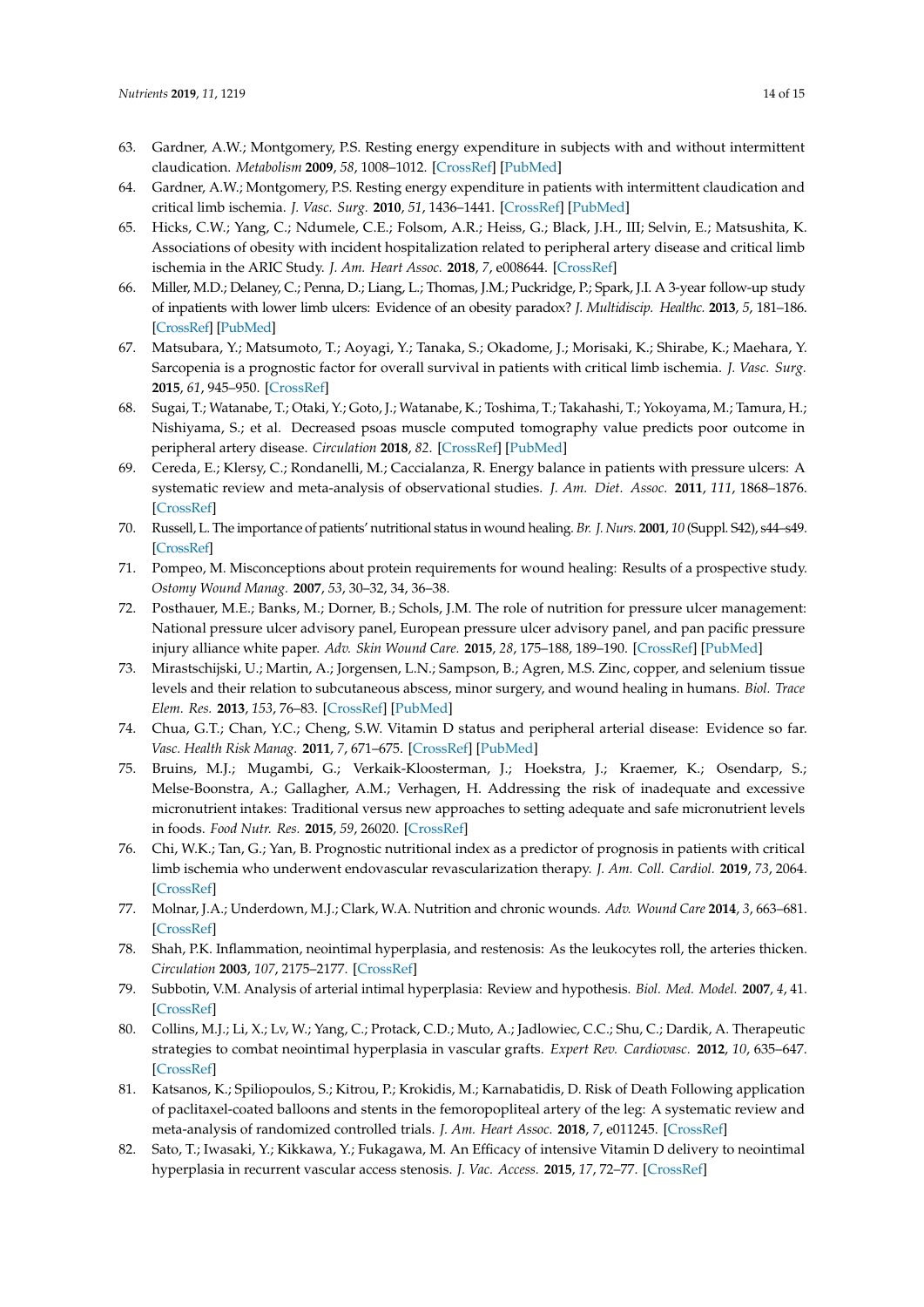63. Gardner, A.W.; Montgomery, P.S. Resting energy expenditure in subjects with and without intermittent claudication. *Metabolism* **2009**, *58*, 1008–1012. [CrossRef] [PubMed]
64. Gardner, A.W.; Montgomery, P.S. Resting energy expenditure in patients with intermittent claudication and critical limb ischemia. *J. Vasc. Surg.* **2010**, *51*, 1436–1441. [CrossRef] [PubMed]
65. Hicks, C.W.; Yang, C.; Ndumele, C.E.; Folsom, A.R.; Heiss, G.; Black, J.H., III; Selvin, E.; Matsushita, K. Associations of obesity with incident hospitalization related to peripheral artery disease and critical limb ischemia in the ARIC Study. *J. Am. Heart Assoc.* **2018**, *7*, e008644. [CrossRef]
66. Miller, M.D.; Delaney, C.; Penna, D.; Liang, L.; Thomas, J.M.; Puckridge, P.; Spark, J.I. A 3-year follow-up study of inpatients with lower limb ulcers: Evidence of an obesity paradox? *J. Multidiscip. Healthc.* **2013**, *5*, 181–186. [CrossRef] [PubMed]
67. Matsubara, Y.; Matsumoto, T.; Aoyagi, Y.; Tanaka, S.; Okadome, J.; Morisaki, K.; Shirabe, K.; Maehara, Y. Sarcopenia is a prognostic factor for overall survival in patients with critical limb ischemia. *J. Vasc. Surg.* **2015**, *61*, 945–950. [CrossRef]
68. Sugai, T.; Watanabe, T.; Otaki, Y.; Goto, J.; Watanabe, K.; Toshima, T.; Takahashi, T.; Yokoyama, M.; Tamura, H.; Nishiyama, S.; et al. Decreased psoas muscle computed tomography value predicts poor outcome in peripheral artery disease. *Circulation* **2018**, *82*. [CrossRef] [PubMed]
69. Cereda, E.; Klersy, C.; Rondanelli, M.; Caccialanza, R. Energy balance in patients with pressure ulcers: A systematic review and meta-analysis of observational studies. *J. Am. Diet. Assoc.* **2011**, *111*, 1868–1876. [CrossRef]
70. Russell, L. The importance of patients' nutritional status in wound healing. *Br. J. Nurs.* **2001**, *10* (Suppl. S42), s44–s49. [CrossRef]
71. Pompeo, M. Misconceptions about protein requirements for wound healing: Results of a prospective study. *Ostomy Wound Manag.* **2007**, *53*, 30–32, 34, 36–38.
72. Posthauer, M.E.; Banks, M.; Dorner, B.; Schols, J.M. The role of nutrition for pressure ulcer management: National pressure ulcer advisory panel, European pressure ulcer advisory panel, and pan pacific pressure injury alliance white paper. *Adv. Skin Wound Care.* **2015**, *28*, 175–188, 189–190. [CrossRef] [PubMed]
73. Mirastschijski, U.; Martin, A.; Jorgensen, L.N.; Sampson, B.; Agren, M.S. Zinc, copper, and selenium tissue levels and their relation to subcutaneous abscess, minor surgery, and wound healing in humans. *Biol. Trace Elem. Res.* **2013**, *153*, 76–83. [CrossRef] [PubMed]
74. Chua, G.T.; Chan, Y.C.; Cheng, S.W. Vitamin D status and peripheral arterial disease: Evidence so far. *Vasc. Health Risk Manag.* **2011**, *7*, 671–675. [CrossRef] [PubMed]
75. Bruins, M.J.; Mugambi, G.; Verkaik-Kloosterman, J.; Hoekstra, J.; Kraemer, K.; Osendarp, S.; Melse-Boonstra, A.; Gallagher, A.M.; Verhagen, H. Addressing the risk of inadequate and excessive micronutrient intakes: Traditional versus new approaches to setting adequate and safe micronutrient levels in foods. *Food Nutr. Res.* **2015**, *59*, 26020. [CrossRef]
76. Chi, W.K.; Tan, G.; Yan, B. Prognostic nutritional index as a predictor of prognosis in patients with critical limb ischemia who underwent endovascular revascularization therapy. *J. Am. Coll. Cardiol.* **2019**, *73*, 2064. [CrossRef]
77. Molnar, J.A.; Underdown, M.J.; Clark, W.A. Nutrition and chronic wounds. *Adv. Wound Care* **2014**, *3*, 663–681. [CrossRef]
78. Shah, P.K. Inflammation, neointimal hyperplasia, and restenosis: As the leukocytes roll, the arteries thicken. *Circulation* **2003**, *107*, 2175–2177. [CrossRef]
79. Subbotin, V.M. Analysis of arterial intimal hyperplasia: Review and hypothesis. *Biol. Med. Model.* **2007**, *4*, 41. [CrossRef]
80. Collins, M.J.; Li, X.; Lv, W.; Yang, C.; Protack, C.D.; Muto, A.; Jadlowiec, C.C.; Shu, C.; Dardik, A. Therapeutic strategies to combat neointimal hyperplasia in vascular grafts. *Expert Rev. Cardiovasc.* **2012**, *10*, 635–647. [CrossRef]
81. Katsanos, K.; Spiliopoulos, S.; Kitrou, P.; Krokidis, M.; Karnabatidis, D. Risk of Death Following application of paclitaxel-coated balloons and stents in the femoropopliteal artery of the leg: A systematic review and meta-analysis of randomized controlled trials. *J. Am. Heart Assoc.* **2018**, *7*, e011245. [CrossRef]
82. Sato, T.; Iwasaki, Y.; Kikkawa, Y.; Fukagawa, M. An Efficacy of intensive Vitamin D delivery to neointimal hyperplasia in recurrent vascular access stenosis. *J. Vac. Access.* **2015**, *17*, 72–77. [CrossRef]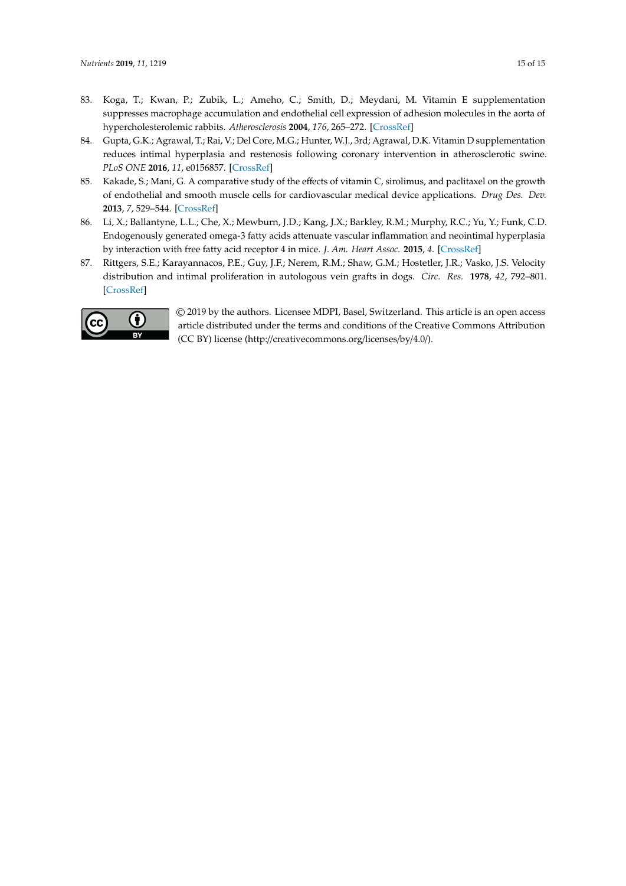83. Koga, T.; Kwan, P.; Zubik, L.; Ameho, C.; Smith, D.; Meydani, M. Vitamin E supplementation suppresses macrophage accumulation and endothelial cell expression of adhesion molecules in the aorta of hypercholesterolemic rabbits. *Atherosclerosis* **2004**, *176*, 265–272. [CrossRef]
84. Gupta, G.K.; Agrawal, T.; Rai, V.; Del Core, M.G.; Hunter, W.J., 3rd; Agrawal, D.K. Vitamin D supplementation reduces intimal hyperplasia and restenosis following coronary intervention in atherosclerotic swine. *PLoS ONE* **2016**, *11*, e0156857. [CrossRef]
85. Kakade, S.; Mani, G. A comparative study of the effects of vitamin C, sirolimus, and paclitaxel on the growth of endothelial and smooth muscle cells for cardiovascular medical device applications. *Drug Des. Dev.* **2013**, *7*, 529–544. [CrossRef]
86. Li, X.; Ballantyne, L.L.; Che, X.; Mewburn, J.D.; Kang, J.X.; Barkley, R.M.; Murphy, R.C.; Yu, Y.; Funk, C.D. Endogenously generated omega-3 fatty acids attenuate vascular inflammation and neointimal hyperplasia by interaction with free fatty acid receptor 4 in mice. *J. Am. Heart Assoc.* **2015**, *4*. [CrossRef]
87. Rittgers, S.E.; Karayannacos, P.E.; Guy, J.F.; Nerem, R.M.; Shaw, G.M.; Hostetler, J.R.; Vasko, J.S. Velocity distribution and intimal proliferation in autologous vein grafts in dogs. *Circ. Res.* **1978**, *42*, 792–801. [CrossRef]

© 2019 by the authors. Licensee MDPI, Basel, Switzerland. This article is an open access article distributed under the terms and conditions of the Creative Commons Attribution (CC BY) license (http://creativecommons.org/licenses/by/4.0/).